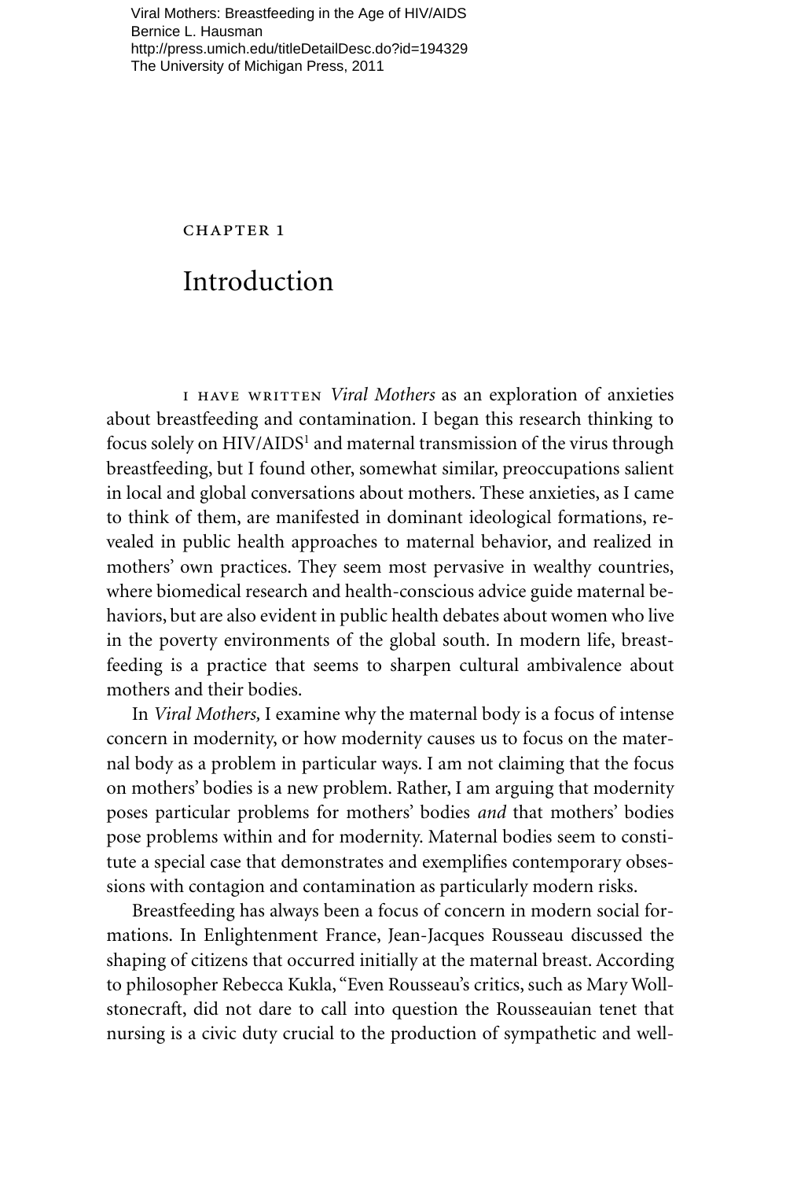Viral Mothers: Breastfeeding in the Age of HIV/AIDS
Bernice L. Hausman
http://press.umich.edu/titleDetailDesc.do?id=194329
The University of Michigan Press, 2011

CHAPTER 1

# Introduction

I HAVE WRITTEN *Viral Mothers* as an exploration of anxieties about breastfeeding and contamination. I began this research thinking to focus solely on HIV/AIDS[1] and maternal transmission of the virus through breastfeeding, but I found other, somewhat similar, preoccupations salient in local and global conversations about mothers. These anxieties, as I came to think of them, are manifested in dominant ideological formations, revealed in public health approaches to maternal behavior, and realized in mothers' own practices. They seem most pervasive in wealthy countries, where biomedical research and health-conscious advice guide maternal behaviors, but are also evident in public health debates about women who live in the poverty environments of the global south. In modern life, breastfeeding is a practice that seems to sharpen cultural ambivalence about mothers and their bodies.

In *Viral Mothers,* I examine why the maternal body is a focus of intense concern in modernity, or how modernity causes us to focus on the maternal body as a problem in particular ways. I am not claiming that the focus on mothers' bodies is a new problem. Rather, I am arguing that modernity poses particular problems for mothers' bodies *and* that mothers' bodies pose problems within and for modernity. Maternal bodies seem to constitute a special case that demonstrates and exemplifies contemporary obsessions with contagion and contamination as particularly modern risks.

Breastfeeding has always been a focus of concern in modern social formations. In Enlightenment France, Jean-Jacques Rousseau discussed the shaping of citizens that occurred initially at the maternal breast. According to philosopher Rebecca Kukla, "Even Rousseau's critics, such as Mary Wollstonecraft, did not dare to call into question the Rousseauian tenet that nursing is a civic duty crucial to the production of sympathetic and well-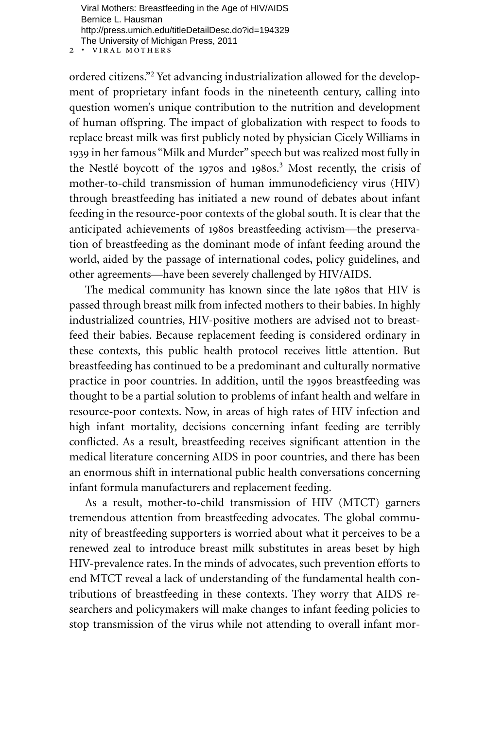ordered citizens."[2] Yet advancing industrialization allowed for the development of proprietary infant foods in the nineteenth century, calling into question women's unique contribution to the nutrition and development of human offspring. The impact of globalization with respect to foods to replace breast milk was first publicly noted by physician Cicely Williams in 1939 in her famous "Milk and Murder" speech but was realized most fully in the Nestlé boycott of the 1970s and 1980s.[3] Most recently, the crisis of mother-to-child transmission of human immunodeficiency virus (HIV) through breastfeeding has initiated a new round of debates about infant feeding in the resource-poor contexts of the global south. It is clear that the anticipated achievements of 1980s breastfeeding activism—the preservation of breastfeeding as the dominant mode of infant feeding around the world, aided by the passage of international codes, policy guidelines, and other agreements—have been severely challenged by HIV/AIDS.

The medical community has known since the late 1980s that HIV is passed through breast milk from infected mothers to their babies. In highly industrialized countries, HIV-positive mothers are advised not to breastfeed their babies. Because replacement feeding is considered ordinary in these contexts, this public health protocol receives little attention. But breastfeeding has continued to be a predominant and culturally normative practice in poor countries. In addition, until the 1990s breastfeeding was thought to be a partial solution to problems of infant health and welfare in resource-poor contexts. Now, in areas of high rates of HIV infection and high infant mortality, decisions concerning infant feeding are terribly conflicted. As a result, breastfeeding receives significant attention in the medical literature concerning AIDS in poor countries, and there has been an enormous shift in international public health conversations concerning infant formula manufacturers and replacement feeding.

As a result, mother-to-child transmission of HIV (MTCT) garners tremendous attention from breastfeeding advocates. The global community of breastfeeding supporters is worried about what it perceives to be a renewed zeal to introduce breast milk substitutes in areas beset by high HIV-prevalence rates. In the minds of advocates, such prevention efforts to end MTCT reveal a lack of understanding of the fundamental health contributions of breastfeeding in these contexts. They worry that AIDS researchers and policymakers will make changes to infant feeding policies to stop transmission of the virus while not attending to overall infant mor-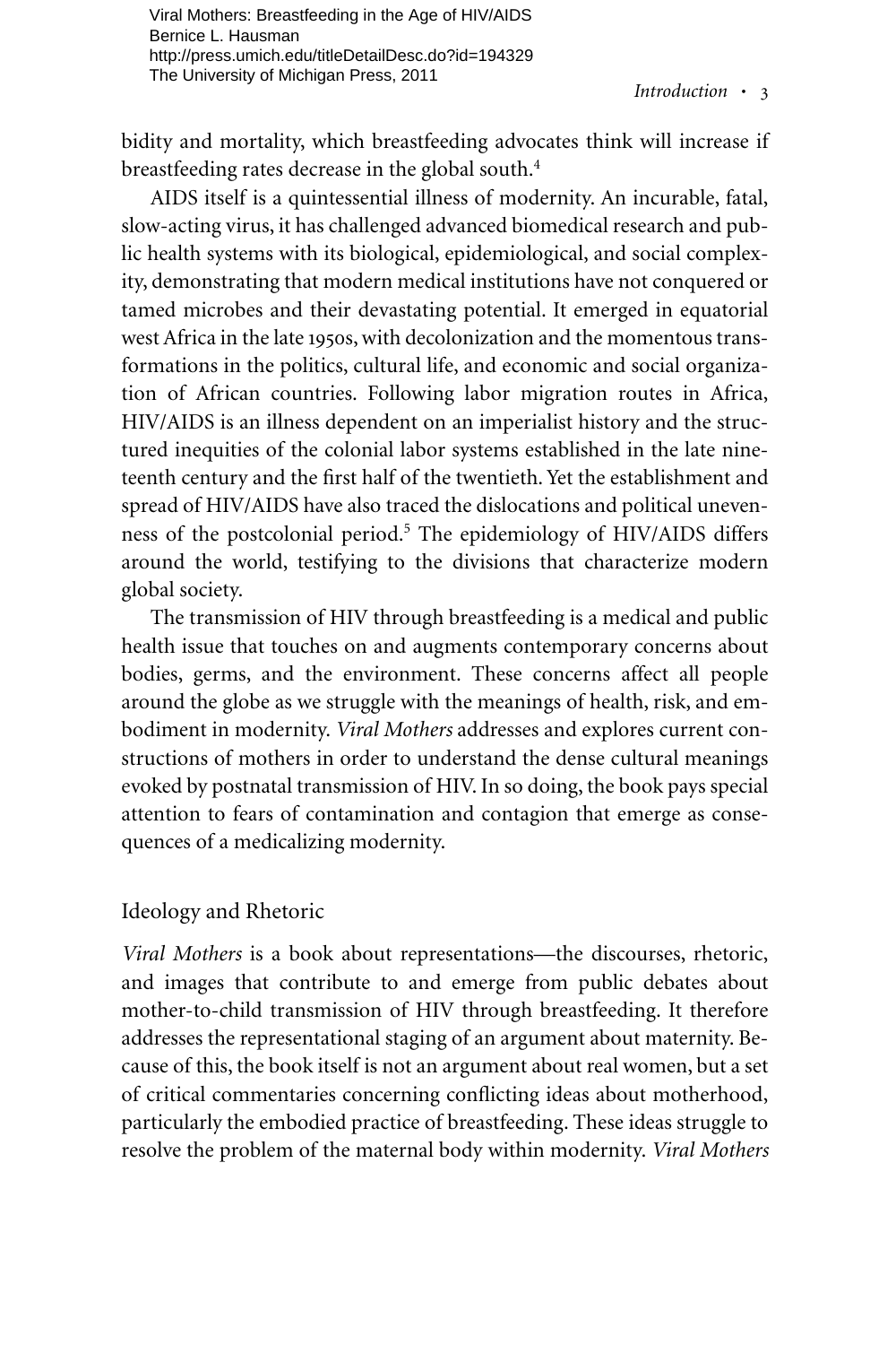bidity and mortality, which breastfeeding advocates think will increase if breastfeeding rates decrease in the global south.[4]

AIDS itself is a quintessential illness of modernity. An incurable, fatal, slow-acting virus, it has challenged advanced biomedical research and public health systems with its biological, epidemiological, and social complexity, demonstrating that modern medical institutions have not conquered or tamed microbes and their devastating potential. It emerged in equatorial west Africa in the late 1950s, with decolonization and the momentous transformations in the politics, cultural life, and economic and social organization of African countries. Following labor migration routes in Africa, HIV/AIDS is an illness dependent on an imperialist history and the structured inequities of the colonial labor systems established in the late nineteenth century and the first half of the twentieth. Yet the establishment and spread of HIV/AIDS have also traced the dislocations and political unevenness of the postcolonial period.[5] The epidemiology of HIV/AIDS differs around the world, testifying to the divisions that characterize modern global society.

The transmission of HIV through breastfeeding is a medical and public health issue that touches on and augments contemporary concerns about bodies, germs, and the environment. These concerns affect all people around the globe as we struggle with the meanings of health, risk, and embodiment in modernity. *Viral Mothers* addresses and explores current constructions of mothers in order to understand the dense cultural meanings evoked by postnatal transmission of HIV. In so doing, the book pays special attention to fears of contamination and contagion that emerge as consequences of a medicalizing modernity.

## Ideology and Rhetoric

*Viral Mothers* is a book about representations—the discourses, rhetoric, and images that contribute to and emerge from public debates about mother-to-child transmission of HIV through breastfeeding. It therefore addresses the representational staging of an argument about maternity. Because of this, the book itself is not an argument about real women, but a set of critical commentaries concerning conflicting ideas about motherhood, particularly the embodied practice of breastfeeding. These ideas struggle to resolve the problem of the maternal body within modernity. *Viral Mothers*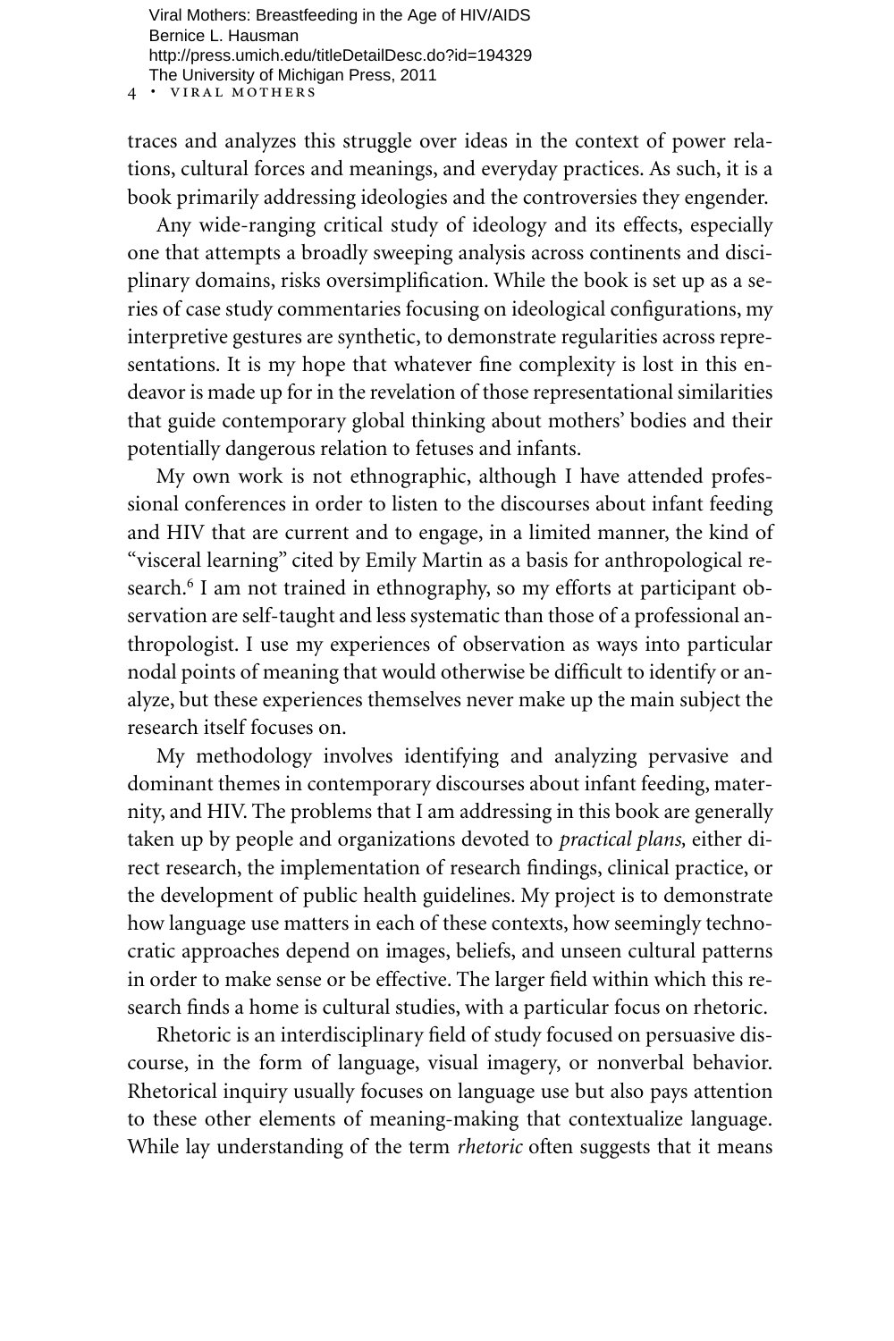traces and analyzes this struggle over ideas in the context of power relations, cultural forces and meanings, and everyday practices. As such, it is a book primarily addressing ideologies and the controversies they engender.

Any wide-ranging critical study of ideology and its effects, especially one that attempts a broadly sweeping analysis across continents and disciplinary domains, risks oversimplification. While the book is set up as a series of case study commentaries focusing on ideological configurations, my interpretive gestures are synthetic, to demonstrate regularities across representations. It is my hope that whatever fine complexity is lost in this endeavor is made up for in the revelation of those representational similarities that guide contemporary global thinking about mothers' bodies and their potentially dangerous relation to fetuses and infants.

My own work is not ethnographic, although I have attended professional conferences in order to listen to the discourses about infant feeding and HIV that are current and to engage, in a limited manner, the kind of "visceral learning" cited by Emily Martin as a basis for anthropological research.[6] I am not trained in ethnography, so my efforts at participant observation are self-taught and less systematic than those of a professional anthropologist. I use my experiences of observation as ways into particular nodal points of meaning that would otherwise be difficult to identify or analyze, but these experiences themselves never make up the main subject the research itself focuses on.

My methodology involves identifying and analyzing pervasive and dominant themes in contemporary discourses about infant feeding, maternity, and HIV. The problems that I am addressing in this book are generally taken up by people and organizations devoted to *practical plans,* either direct research, the implementation of research findings, clinical practice, or the development of public health guidelines. My project is to demonstrate how language use matters in each of these contexts, how seemingly technocratic approaches depend on images, beliefs, and unseen cultural patterns in order to make sense or be effective. The larger field within which this research finds a home is cultural studies, with a particular focus on rhetoric.

Rhetoric is an interdisciplinary field of study focused on persuasive discourse, in the form of language, visual imagery, or nonverbal behavior. Rhetorical inquiry usually focuses on language use but also pays attention to these other elements of meaning-making that contextualize language. While lay understanding of the term *rhetoric* often suggests that it means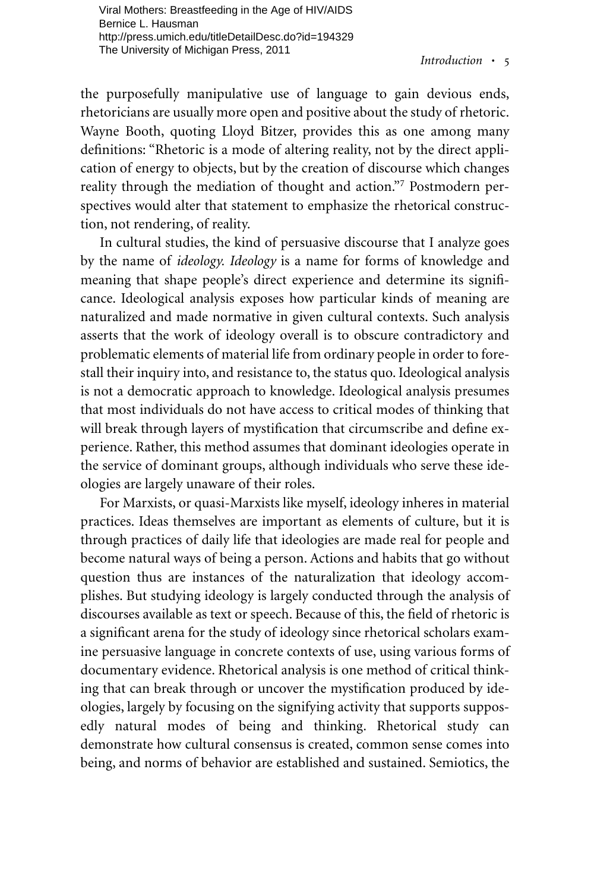the purposefully manipulative use of language to gain devious ends, rhetoricians are usually more open and positive about the study of rhetoric. Wayne Booth, quoting Lloyd Bitzer, provides this as one among many definitions: "Rhetoric is a mode of altering reality, not by the direct application of energy to objects, but by the creation of discourse which changes reality through the mediation of thought and action."[7] Postmodern perspectives would alter that statement to emphasize the rhetorical construction, not rendering, of reality.

In cultural studies, the kind of persuasive discourse that I analyze goes by the name of *ideology. Ideology* is a name for forms of knowledge and meaning that shape people's direct experience and determine its significance. Ideological analysis exposes how particular kinds of meaning are naturalized and made normative in given cultural contexts. Such analysis asserts that the work of ideology overall is to obscure contradictory and problematic elements of material life from ordinary people in order to forestall their inquiry into, and resistance to, the status quo. Ideological analysis is not a democratic approach to knowledge. Ideological analysis presumes that most individuals do not have access to critical modes of thinking that will break through layers of mystification that circumscribe and define experience. Rather, this method assumes that dominant ideologies operate in the service of dominant groups, although individuals who serve these ideologies are largely unaware of their roles.

For Marxists, or quasi-Marxists like myself, ideology inheres in material practices. Ideas themselves are important as elements of culture, but it is through practices of daily life that ideologies are made real for people and become natural ways of being a person. Actions and habits that go without question thus are instances of the naturalization that ideology accomplishes. But studying ideology is largely conducted through the analysis of discourses available as text or speech. Because of this, the field of rhetoric is a significant arena for the study of ideology since rhetorical scholars examine persuasive language in concrete contexts of use, using various forms of documentary evidence. Rhetorical analysis is one method of critical thinking that can break through or uncover the mystification produced by ideologies, largely by focusing on the signifying activity that supports supposedly natural modes of being and thinking. Rhetorical study can demonstrate how cultural consensus is created, common sense comes into being, and norms of behavior are established and sustained. Semiotics, the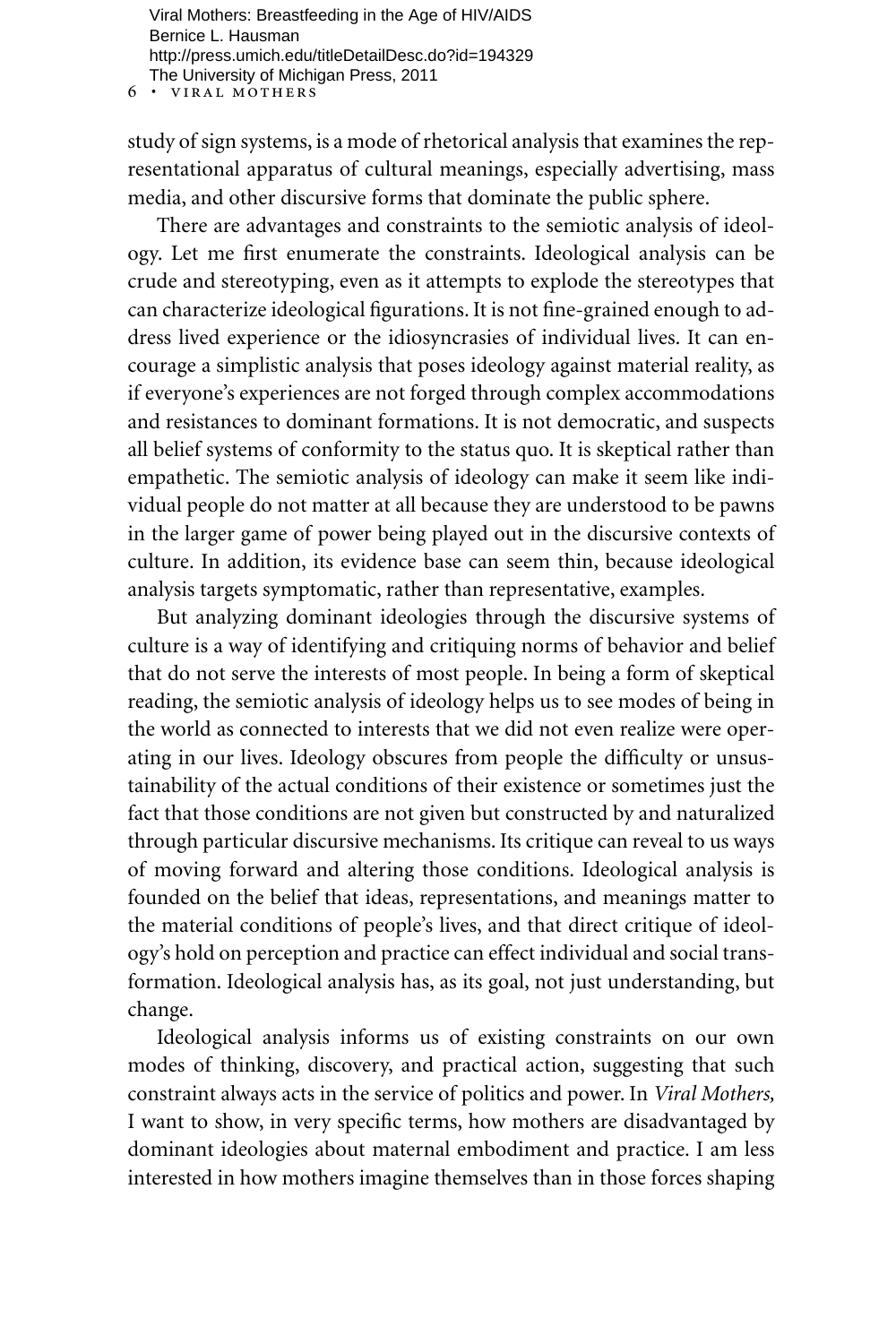study of sign systems, is a mode of rhetorical analysis that examines the representational apparatus of cultural meanings, especially advertising, mass media, and other discursive forms that dominate the public sphere.

There are advantages and constraints to the semiotic analysis of ideology. Let me first enumerate the constraints. Ideological analysis can be crude and stereotyping, even as it attempts to explode the stereotypes that can characterize ideological figurations. It is not fine-grained enough to address lived experience or the idiosyncrasies of individual lives. It can encourage a simplistic analysis that poses ideology against material reality, as if everyone's experiences are not forged through complex accommodations and resistances to dominant formations. It is not democratic, and suspects all belief systems of conformity to the status quo. It is skeptical rather than empathetic. The semiotic analysis of ideology can make it seem like individual people do not matter at all because they are understood to be pawns in the larger game of power being played out in the discursive contexts of culture. In addition, its evidence base can seem thin, because ideological analysis targets symptomatic, rather than representative, examples.

But analyzing dominant ideologies through the discursive systems of culture is a way of identifying and critiquing norms of behavior and belief that do not serve the interests of most people. In being a form of skeptical reading, the semiotic analysis of ideology helps us to see modes of being in the world as connected to interests that we did not even realize were operating in our lives. Ideology obscures from people the difficulty or unsustainability of the actual conditions of their existence or sometimes just the fact that those conditions are not given but constructed by and naturalized through particular discursive mechanisms. Its critique can reveal to us ways of moving forward and altering those conditions. Ideological analysis is founded on the belief that ideas, representations, and meanings matter to the material conditions of people's lives, and that direct critique of ideology's hold on perception and practice can effect individual and social transformation. Ideological analysis has, as its goal, not just understanding, but change.

Ideological analysis informs us of existing constraints on our own modes of thinking, discovery, and practical action, suggesting that such constraint always acts in the service of politics and power. In *Viral Mothers,* I want to show, in very specific terms, how mothers are disadvantaged by dominant ideologies about maternal embodiment and practice. I am less interested in how mothers imagine themselves than in those forces shaping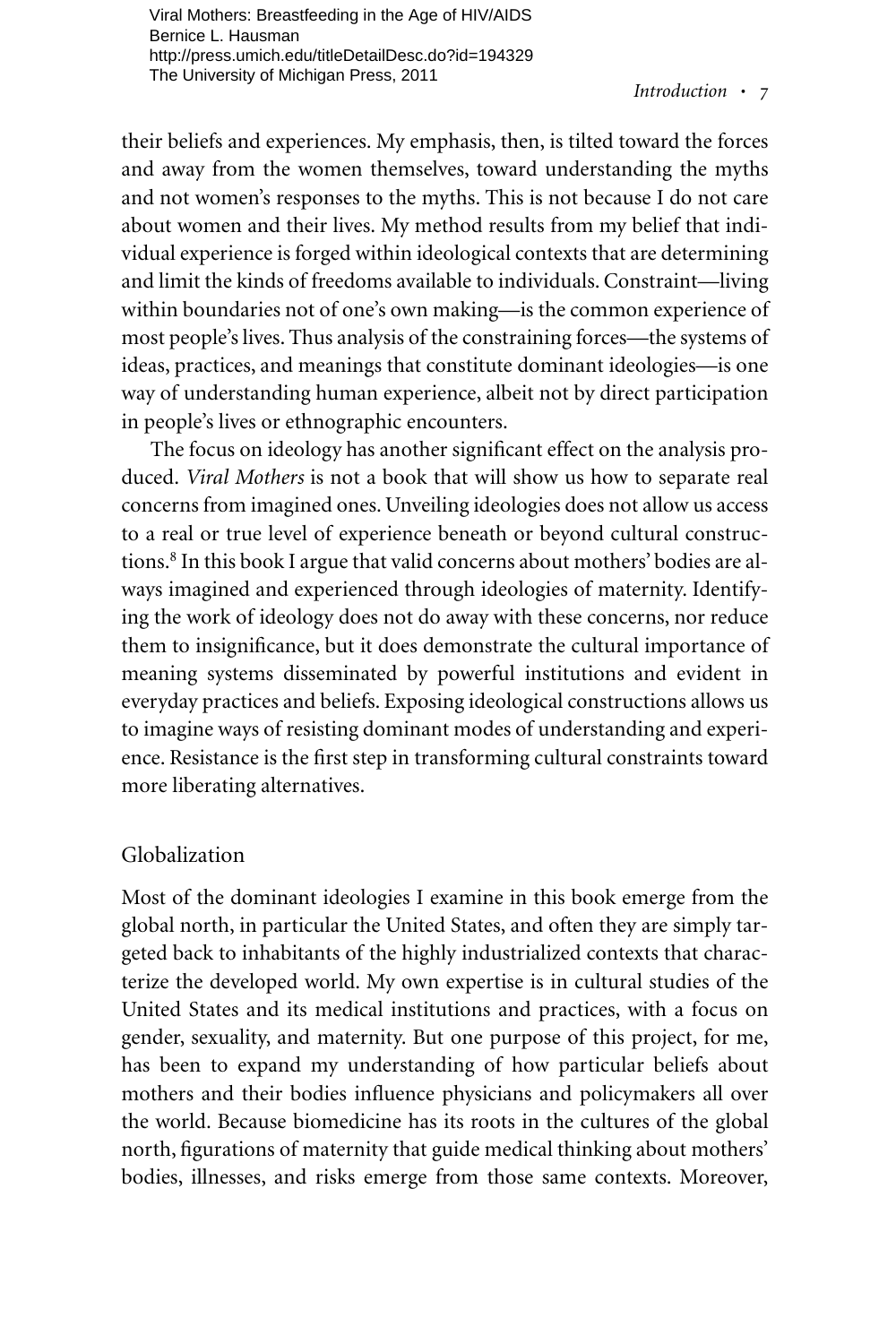their beliefs and experiences. My emphasis, then, is tilted toward the forces and away from the women themselves, toward understanding the myths and not women's responses to the myths. This is not because I do not care about women and their lives. My method results from my belief that individual experience is forged within ideological contexts that are determining and limit the kinds of freedoms available to individuals. Constraint—living within boundaries not of one's own making—is the common experience of most people's lives. Thus analysis of the constraining forces—the systems of ideas, practices, and meanings that constitute dominant ideologies—is one way of understanding human experience, albeit not by direct participation in people's lives or ethnographic encounters.

The focus on ideology has another significant effect on the analysis produced. *Viral Mothers* is not a book that will show us how to separate real concerns from imagined ones. Unveiling ideologies does not allow us access to a real or true level of experience beneath or beyond cultural constructions.[8] In this book I argue that valid concerns about mothers' bodies are always imagined and experienced through ideologies of maternity. Identifying the work of ideology does not do away with these concerns, nor reduce them to insignificance, but it does demonstrate the cultural importance of meaning systems disseminated by powerful institutions and evident in everyday practices and beliefs. Exposing ideological constructions allows us to imagine ways of resisting dominant modes of understanding and experience. Resistance is the first step in transforming cultural constraints toward more liberating alternatives.

## Globalization

Most of the dominant ideologies I examine in this book emerge from the global north, in particular the United States, and often they are simply targeted back to inhabitants of the highly industrialized contexts that characterize the developed world. My own expertise is in cultural studies of the United States and its medical institutions and practices, with a focus on gender, sexuality, and maternity. But one purpose of this project, for me, has been to expand my understanding of how particular beliefs about mothers and their bodies influence physicians and policymakers all over the world. Because biomedicine has its roots in the cultures of the global north, figurations of maternity that guide medical thinking about mothers' bodies, illnesses, and risks emerge from those same contexts. Moreover,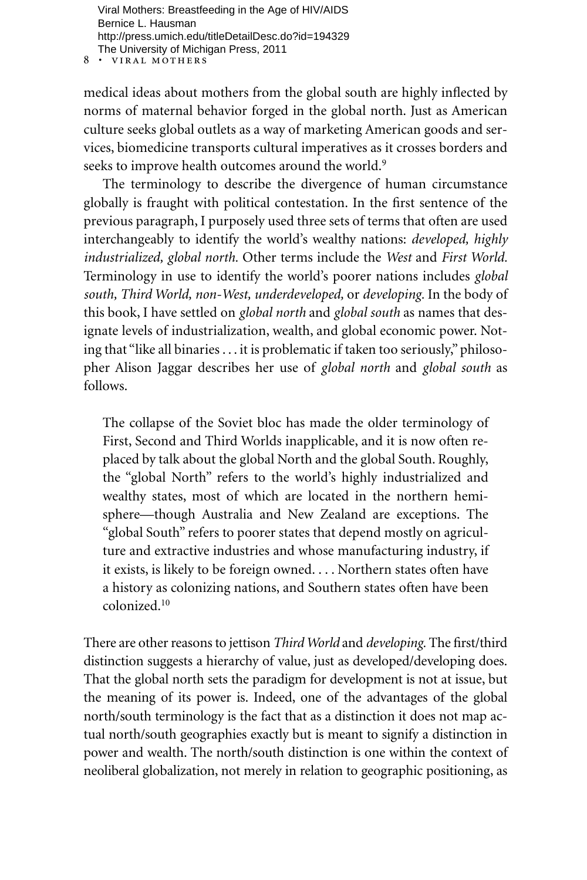medical ideas about mothers from the global south are highly inflected by norms of maternal behavior forged in the global north. Just as American culture seeks global outlets as a way of marketing American goods and services, biomedicine transports cultural imperatives as it crosses borders and seeks to improve health outcomes around the world.[9]

The terminology to describe the divergence of human circumstance globally is fraught with political contestation. In the first sentence of the previous paragraph, I purposely used three sets of terms that often are used interchangeably to identify the world's wealthy nations: *developed, highly industrialized, global north.* Other terms include the *West* and *First World.* Terminology in use to identify the world's poorer nations includes *global south, Third World, non-West, underdeveloped,* or *developing.* In the body of this book, I have settled on *global north* and *global south* as names that designate levels of industrialization, wealth, and global economic power. Noting that "like all binaries . . . it is problematic if taken too seriously," philosopher Alison Jaggar describes her use of *global north* and *global south* as follows.

> The collapse of the Soviet bloc has made the older terminology of First, Second and Third Worlds inapplicable, and it is now often replaced by talk about the global North and the global South. Roughly, the "global North" refers to the world's highly industrialized and wealthy states, most of which are located in the northern hemisphere—though Australia and New Zealand are exceptions. The "global South" refers to poorer states that depend mostly on agriculture and extractive industries and whose manufacturing industry, if it exists, is likely to be foreign owned. . . . Northern states often have a history as colonizing nations, and Southern states often have been colonized.[10]

There are other reasons to jettison *Third World* and *developing.* The first/third distinction suggests a hierarchy of value, just as developed/developing does. That the global north sets the paradigm for development is not at issue, but the meaning of its power is. Indeed, one of the advantages of the global north/south terminology is the fact that as a distinction it does not map actual north/south geographies exactly but is meant to signify a distinction in power and wealth. The north/south distinction is one within the context of neoliberal globalization, not merely in relation to geographic positioning, as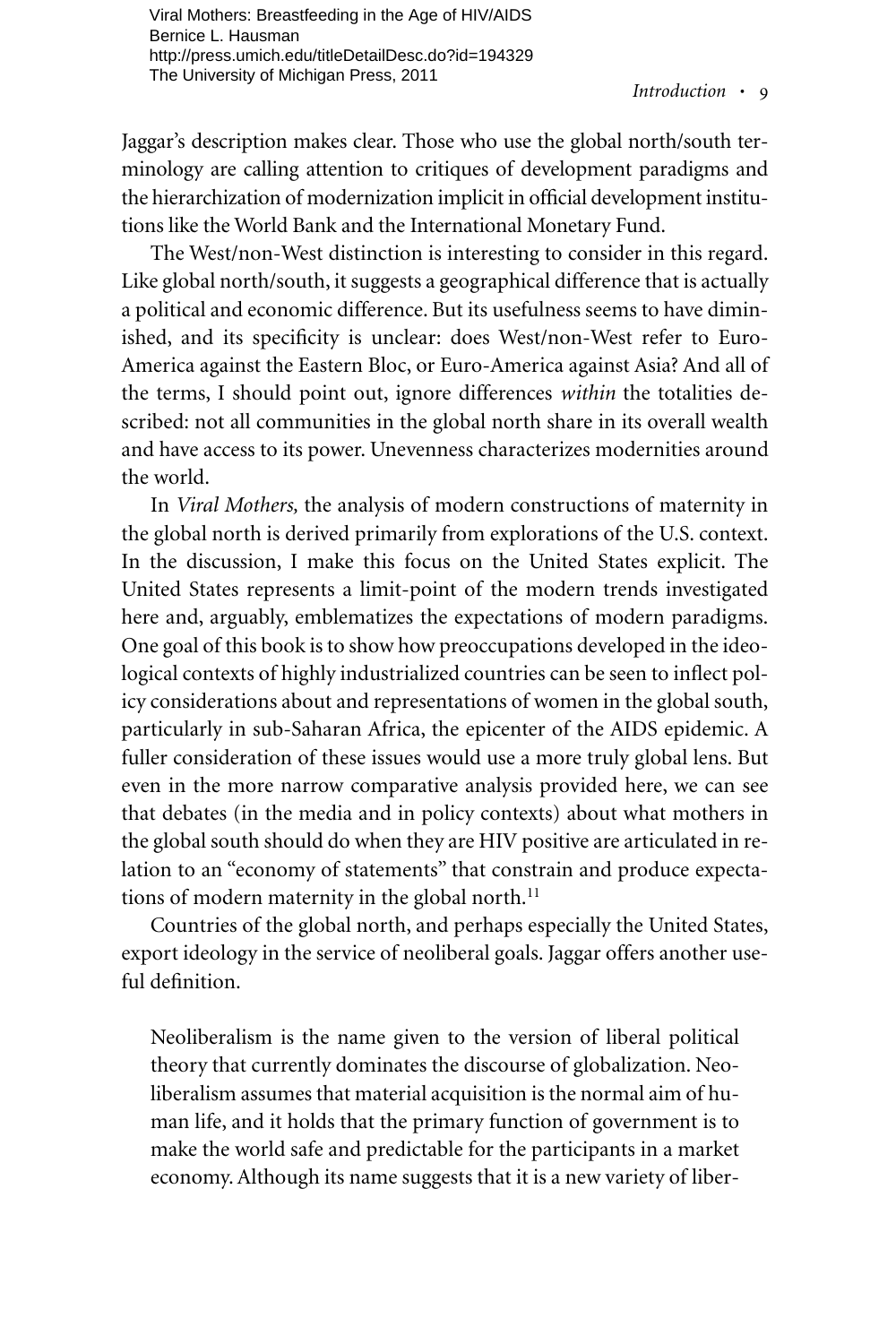Jaggar's description makes clear. Those who use the global north/south terminology are calling attention to critiques of development paradigms and the hierarchization of modernization implicit in official development institutions like the World Bank and the International Monetary Fund.

The West/non-West distinction is interesting to consider in this regard. Like global north/south, it suggests a geographical difference that is actually a political and economic difference. But its usefulness seems to have diminished, and its specificity is unclear: does West/non-West refer to Euro-America against the Eastern Bloc, or Euro-America against Asia? And all of the terms, I should point out, ignore differences *within* the totalities described: not all communities in the global north share in its overall wealth and have access to its power. Unevenness characterizes modernities around the world.

In *Viral Mothers,* the analysis of modern constructions of maternity in the global north is derived primarily from explorations of the U.S. context. In the discussion, I make this focus on the United States explicit. The United States represents a limit-point of the modern trends investigated here and, arguably, emblematizes the expectations of modern paradigms. One goal of this book is to show how preoccupations developed in the ideological contexts of highly industrialized countries can be seen to inflect policy considerations about and representations of women in the global south, particularly in sub-Saharan Africa, the epicenter of the AIDS epidemic. A fuller consideration of these issues would use a more truly global lens. But even in the more narrow comparative analysis provided here, we can see that debates (in the media and in policy contexts) about what mothers in the global south should do when they are HIV positive are articulated in relation to an "economy of statements" that constrain and produce expectations of modern maternity in the global north.[11]

Countries of the global north, and perhaps especially the United States, export ideology in the service of neoliberal goals. Jaggar offers another useful definition.

> Neoliberalism is the name given to the version of liberal political theory that currently dominates the discourse of globalization. Neoliberalism assumes that material acquisition is the normal aim of human life, and it holds that the primary function of government is to make the world safe and predictable for the participants in a market economy. Although its name suggests that it is a new variety of liber-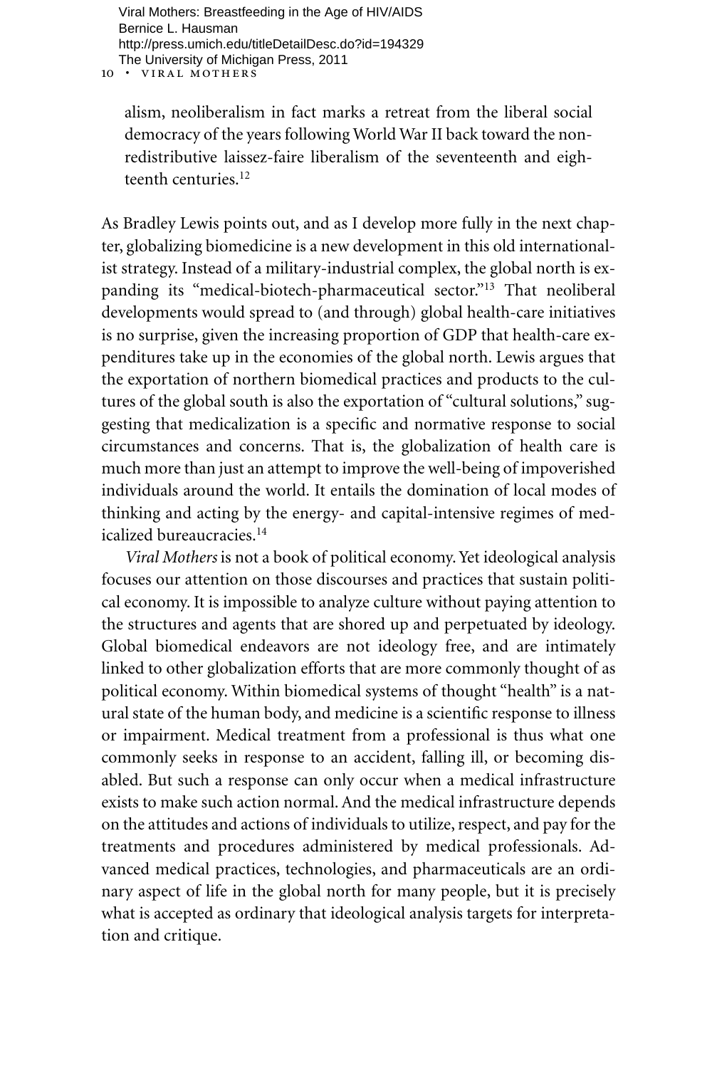alism, neoliberalism in fact marks a retreat from the liberal social democracy of the years following World War II back toward the non-redistributive laissez-faire liberalism of the seventeenth and eighteenth centuries.[12]

As Bradley Lewis points out, and as I develop more fully in the next chapter, globalizing biomedicine is a new development in this old internationalist strategy. Instead of a military-industrial complex, the global north is expanding its "medical-biotech-pharmaceutical sector."[13] That neoliberal developments would spread to (and through) global health-care initiatives is no surprise, given the increasing proportion of GDP that health-care expenditures take up in the economies of the global north. Lewis argues that the exportation of northern biomedical practices and products to the cultures of the global south is also the exportation of "cultural solutions," suggesting that medicalization is a specific and normative response to social circumstances and concerns. That is, the globalization of health care is much more than just an attempt to improve the well-being of impoverished individuals around the world. It entails the domination of local modes of thinking and acting by the energy- and capital-intensive regimes of medicalized bureaucracies.[14]

*Viral Mothers* is not a book of political economy. Yet ideological analysis focuses our attention on those discourses and practices that sustain political economy. It is impossible to analyze culture without paying attention to the structures and agents that are shored up and perpetuated by ideology. Global biomedical endeavors are not ideology free, and are intimately linked to other globalization efforts that are more commonly thought of as political economy. Within biomedical systems of thought "health" is a natural state of the human body, and medicine is a scientific response to illness or impairment. Medical treatment from a professional is thus what one commonly seeks in response to an accident, falling ill, or becoming disabled. But such a response can only occur when a medical infrastructure exists to make such action normal. And the medical infrastructure depends on the attitudes and actions of individuals to utilize, respect, and pay for the treatments and procedures administered by medical professionals. Advanced medical practices, technologies, and pharmaceuticals are an ordinary aspect of life in the global north for many people, but it is precisely what is accepted as ordinary that ideological analysis targets for interpretation and critique.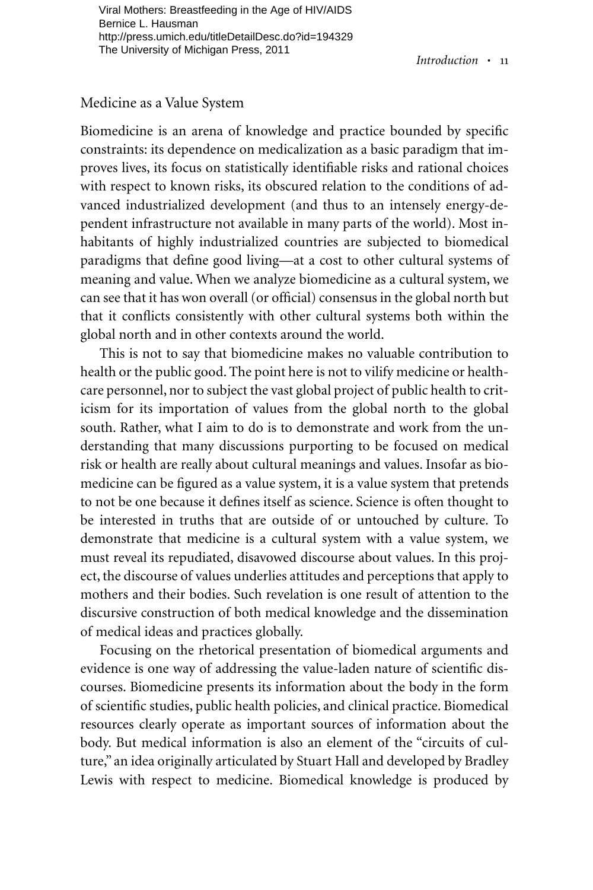## Medicine as a Value System

Biomedicine is an arena of knowledge and practice bounded by specific constraints: its dependence on medicalization as a basic paradigm that improves lives, its focus on statistically identifiable risks and rational choices with respect to known risks, its obscured relation to the conditions of advanced industrialized development (and thus to an intensely energy-dependent infrastructure not available in many parts of the world). Most inhabitants of highly industrialized countries are subjected to biomedical paradigms that define good living—at a cost to other cultural systems of meaning and value. When we analyze biomedicine as a cultural system, we can see that it has won overall (or official) consensus in the global north but that it conflicts consistently with other cultural systems both within the global north and in other contexts around the world.

This is not to say that biomedicine makes no valuable contribution to health or the public good. The point here is not to vilify medicine or healthcare personnel, nor to subject the vast global project of public health to criticism for its importation of values from the global north to the global south. Rather, what I aim to do is to demonstrate and work from the understanding that many discussions purporting to be focused on medical risk or health are really about cultural meanings and values. Insofar as biomedicine can be figured as a value system, it is a value system that pretends to not be one because it defines itself as science. Science is often thought to be interested in truths that are outside of or untouched by culture. To demonstrate that medicine is a cultural system with a value system, we must reveal its repudiated, disavowed discourse about values. In this project, the discourse of values underlies attitudes and perceptions that apply to mothers and their bodies. Such revelation is one result of attention to the discursive construction of both medical knowledge and the dissemination of medical ideas and practices globally.

Focusing on the rhetorical presentation of biomedical arguments and evidence is one way of addressing the value-laden nature of scientific discourses. Biomedicine presents its information about the body in the form of scientific studies, public health policies, and clinical practice. Biomedical resources clearly operate as important sources of information about the body. But medical information is also an element of the "circuits of culture," an idea originally articulated by Stuart Hall and developed by Bradley Lewis with respect to medicine. Biomedical knowledge is produced by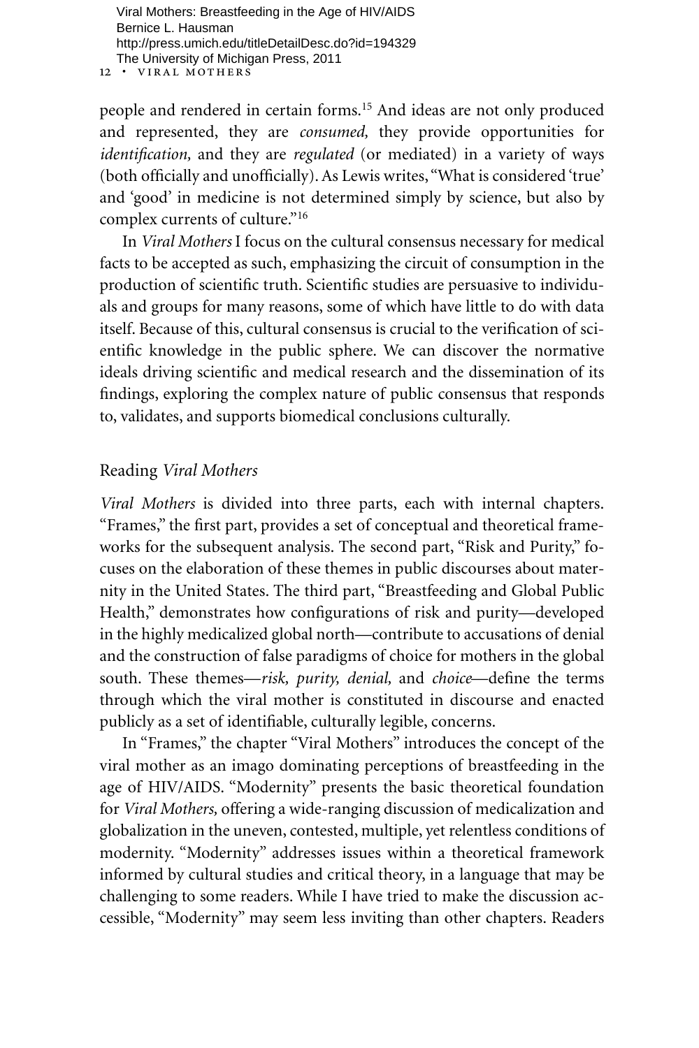people and rendered in certain forms.[15] And ideas are not only produced and represented, they are *consumed,* they provide opportunities for *identification,* and they are *regulated* (or mediated) in a variety of ways (both officially and unofficially). As Lewis writes, "What is considered 'true' and 'good' in medicine is not determined simply by science, but also by complex currents of culture."[16]

In *Viral Mothers* I focus on the cultural consensus necessary for medical facts to be accepted as such, emphasizing the circuit of consumption in the production of scientific truth. Scientific studies are persuasive to individuals and groups for many reasons, some of which have little to do with data itself. Because of this, cultural consensus is crucial to the verification of scientific knowledge in the public sphere. We can discover the normative ideals driving scientific and medical research and the dissemination of its findings, exploring the complex nature of public consensus that responds to, validates, and supports biomedical conclusions culturally.

## Reading *Viral Mothers*

*Viral Mothers* is divided into three parts, each with internal chapters. "Frames," the first part, provides a set of conceptual and theoretical frameworks for the subsequent analysis. The second part, "Risk and Purity," focuses on the elaboration of these themes in public discourses about maternity in the United States. The third part, "Breastfeeding and Global Public Health," demonstrates how configurations of risk and purity—developed in the highly medicalized global north—contribute to accusations of denial and the construction of false paradigms of choice for mothers in the global south. These themes—*risk, purity, denial,* and *choice*—define the terms through which the viral mother is constituted in discourse and enacted publicly as a set of identifiable, culturally legible, concerns.

In "Frames," the chapter "Viral Mothers" introduces the concept of the viral mother as an imago dominating perceptions of breastfeeding in the age of HIV/AIDS. "Modernity" presents the basic theoretical foundation for *Viral Mothers,* offering a wide-ranging discussion of medicalization and globalization in the uneven, contested, multiple, yet relentless conditions of modernity. "Modernity" addresses issues within a theoretical framework informed by cultural studies and critical theory, in a language that may be challenging to some readers. While I have tried to make the discussion accessible, "Modernity" may seem less inviting than other chapters. Readers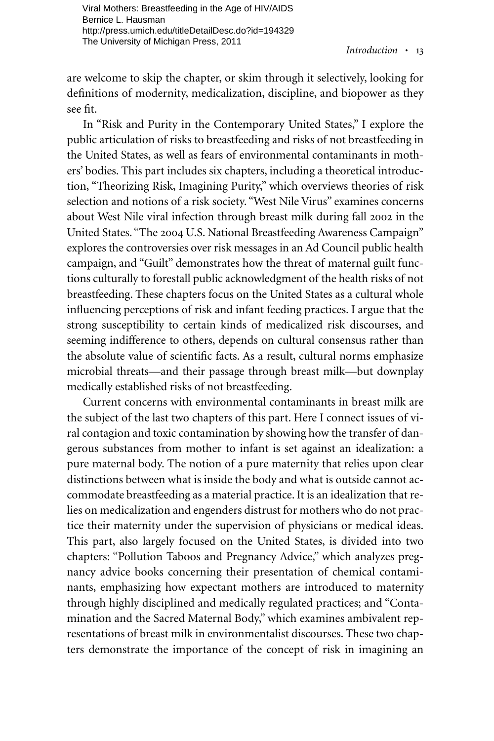are welcome to skip the chapter, or skim through it selectively, looking for definitions of modernity, medicalization, discipline, and biopower as they see fit.

In "Risk and Purity in the Contemporary United States," I explore the public articulation of risks to breastfeeding and risks of not breastfeeding in the United States, as well as fears of environmental contaminants in mothers' bodies. This part includes six chapters, including a theoretical introduction, "Theorizing Risk, Imagining Purity," which overviews theories of risk selection and notions of a risk society. "West Nile Virus" examines concerns about West Nile viral infection through breast milk during fall 2002 in the United States. "The 2004 U.S. National Breastfeeding Awareness Campaign" explores the controversies over risk messages in an Ad Council public health campaign, and "Guilt" demonstrates how the threat of maternal guilt functions culturally to forestall public acknowledgment of the health risks of not breastfeeding. These chapters focus on the United States as a cultural whole influencing perceptions of risk and infant feeding practices. I argue that the strong susceptibility to certain kinds of medicalized risk discourses, and seeming indifference to others, depends on cultural consensus rather than the absolute value of scientific facts. As a result, cultural norms emphasize microbial threats—and their passage through breast milk—but downplay medically established risks of not breastfeeding.

Current concerns with environmental contaminants in breast milk are the subject of the last two chapters of this part. Here I connect issues of viral contagion and toxic contamination by showing how the transfer of dangerous substances from mother to infant is set against an idealization: a pure maternal body. The notion of a pure maternity that relies upon clear distinctions between what is inside the body and what is outside cannot accommodate breastfeeding as a material practice. It is an idealization that relies on medicalization and engenders distrust for mothers who do not practice their maternity under the supervision of physicians or medical ideas. This part, also largely focused on the United States, is divided into two chapters: "Pollution Taboos and Pregnancy Advice," which analyzes pregnancy advice books concerning their presentation of chemical contaminants, emphasizing how expectant mothers are introduced to maternity through highly disciplined and medically regulated practices; and "Contamination and the Sacred Maternal Body," which examines ambivalent representations of breast milk in environmentalist discourses. These two chapters demonstrate the importance of the concept of risk in imagining an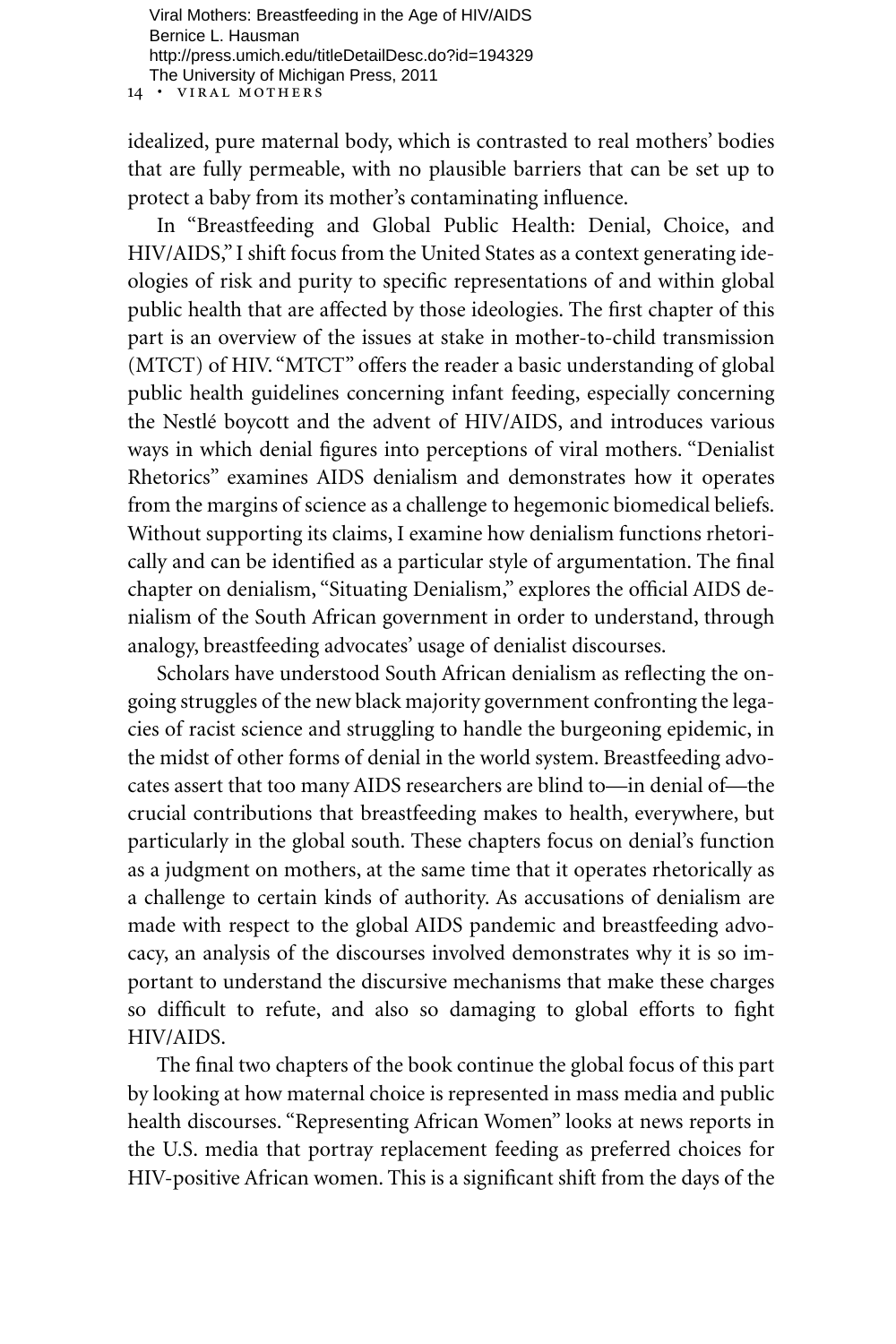idealized, pure maternal body, which is contrasted to real mothers' bodies that are fully permeable, with no plausible barriers that can be set up to protect a baby from its mother's contaminating influence.

In "Breastfeeding and Global Public Health: Denial, Choice, and HIV/AIDS," I shift focus from the United States as a context generating ideologies of risk and purity to specific representations of and within global public health that are affected by those ideologies. The first chapter of this part is an overview of the issues at stake in mother-to-child transmission (MTCT) of HIV. "MTCT" offers the reader a basic understanding of global public health guidelines concerning infant feeding, especially concerning the Nestlé boycott and the advent of HIV/AIDS, and introduces various ways in which denial figures into perceptions of viral mothers. "Denialist Rhetorics" examines AIDS denialism and demonstrates how it operates from the margins of science as a challenge to hegemonic biomedical beliefs. Without supporting its claims, I examine how denialism functions rhetorically and can be identified as a particular style of argumentation. The final chapter on denialism, "Situating Denialism," explores the official AIDS denialism of the South African government in order to understand, through analogy, breastfeeding advocates' usage of denialist discourses.

Scholars have understood South African denialism as reflecting the ongoing struggles of the new black majority government confronting the legacies of racist science and struggling to handle the burgeoning epidemic, in the midst of other forms of denial in the world system. Breastfeeding advocates assert that too many AIDS researchers are blind to—in denial of—the crucial contributions that breastfeeding makes to health, everywhere, but particularly in the global south. These chapters focus on denial's function as a judgment on mothers, at the same time that it operates rhetorically as a challenge to certain kinds of authority. As accusations of denialism are made with respect to the global AIDS pandemic and breastfeeding advocacy, an analysis of the discourses involved demonstrates why it is so important to understand the discursive mechanisms that make these charges so difficult to refute, and also so damaging to global efforts to fight HIV/AIDS.

The final two chapters of the book continue the global focus of this part by looking at how maternal choice is represented in mass media and public health discourses. "Representing African Women" looks at news reports in the U.S. media that portray replacement feeding as preferred choices for HIV-positive African women. This is a significant shift from the days of the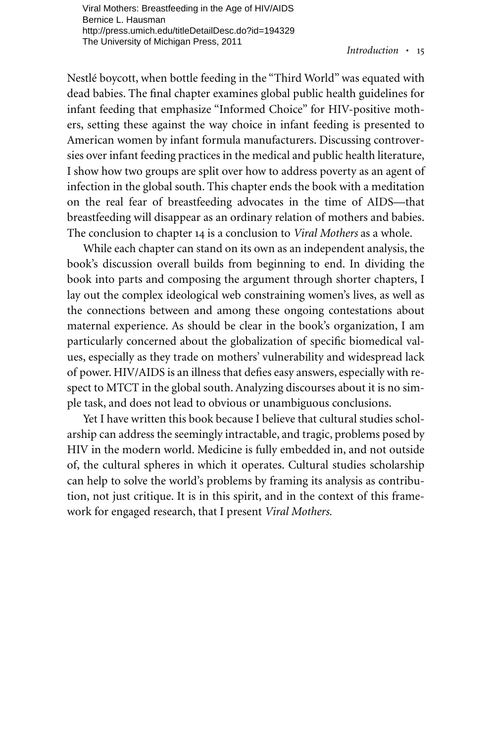Nestlé boycott, when bottle feeding in the "Third World" was equated with dead babies. The final chapter examines global public health guidelines for infant feeding that emphasize "Informed Choice" for HIV-positive mothers, setting these against the way choice in infant feeding is presented to American women by infant formula manufacturers. Discussing controversies over infant feeding practices in the medical and public health literature, I show how two groups are split over how to address poverty as an agent of infection in the global south. This chapter ends the book with a meditation on the real fear of breastfeeding advocates in the time of AIDS—that breastfeeding will disappear as an ordinary relation of mothers and babies. The conclusion to chapter 14 is a conclusion to *Viral Mothers* as a whole.

While each chapter can stand on its own as an independent analysis, the book's discussion overall builds from beginning to end. In dividing the book into parts and composing the argument through shorter chapters, I lay out the complex ideological web constraining women's lives, as well as the connections between and among these ongoing contestations about maternal experience. As should be clear in the book's organization, I am particularly concerned about the globalization of specific biomedical values, especially as they trade on mothers' vulnerability and widespread lack of power. HIV/AIDS is an illness that defies easy answers, especially with respect to MTCT in the global south. Analyzing discourses about it is no simple task, and does not lead to obvious or unambiguous conclusions.

Yet I have written this book because I believe that cultural studies scholarship can address the seemingly intractable, and tragic, problems posed by HIV in the modern world. Medicine is fully embedded in, and not outside of, the cultural spheres in which it operates. Cultural studies scholarship can help to solve the world's problems by framing its analysis as contribution, not just critique. It is in this spirit, and in the context of this framework for engaged research, that I present *Viral Mothers.*